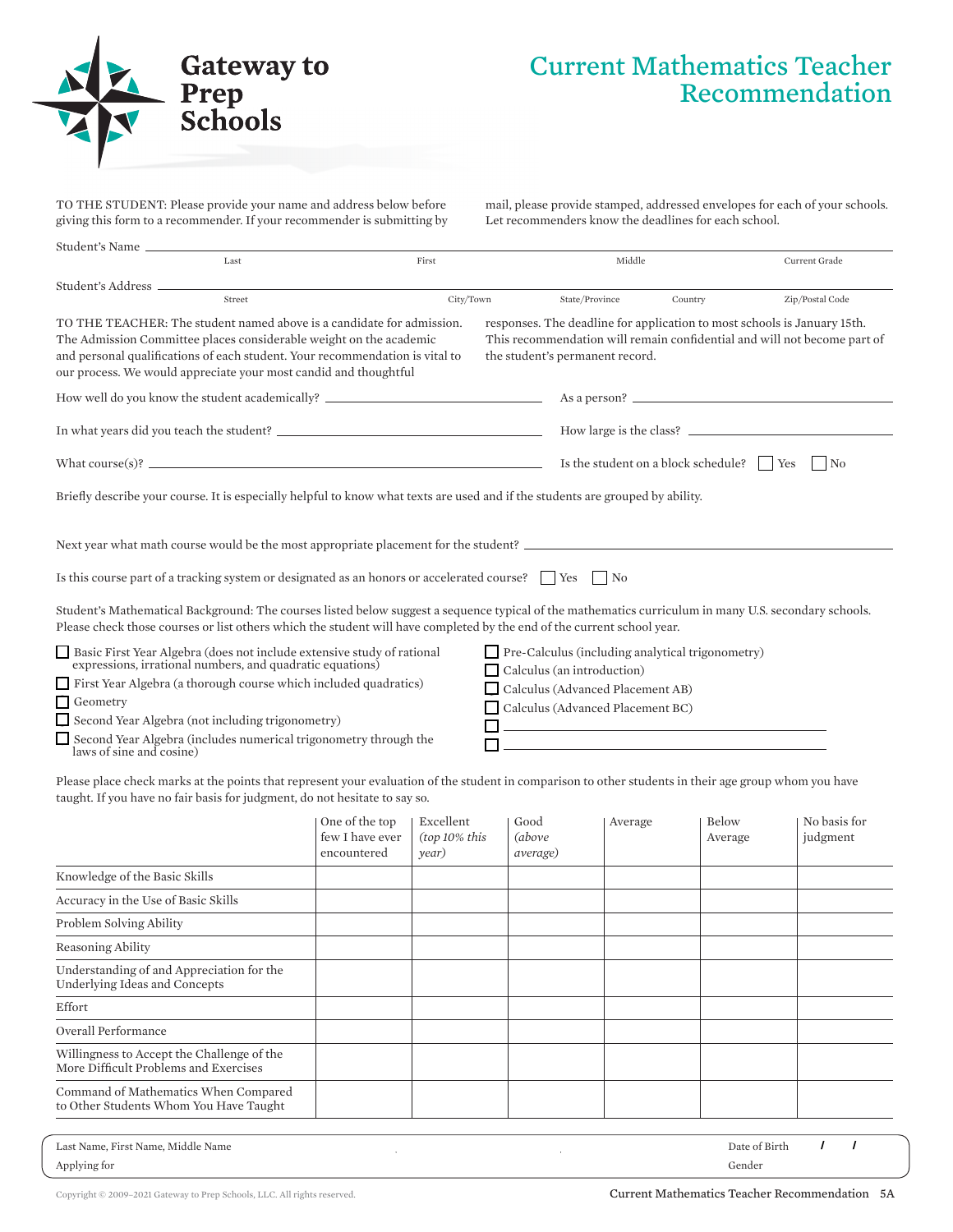# Gateway to Prep Schools

## Current Mathematics Teacher Recommendation

TO THE STUDENT: Please provide your name and address below before giving this form to a recommender. If your recommender is submitting by mail, please provide stamped, addressed envelopes for each of your schools. Let recommenders know the deadlines for each school.

Student's Name ______________________________________________
Last | First | Middle | Current Grade

Student's Address ______________________________________________
Street | City/Town | State/Province | Country | Zip/Postal Code

TO THE TEACHER: The student named above is a candidate for admission. The Admission Committee places considerable weight on the academic and personal qualifications of each student. Your recommendation is vital to our process. We would appreciate your most candid and thoughtful responses. The deadline for application to most schools is January 15th. This recommendation will remain confidential and will not become part of the student's permanent record.

How well do you know the student academically? ____________________ As a person? ____________________

In what years did you teach the student? ____________________ How large is the class? ____________________

What course(s)? ____________________ Is the student on a block schedule? ☐ Yes ☐ No

Briefly describe your course. It is especially helpful to know what texts are used and if the students are grouped by ability.

Next year what math course would be the most appropriate placement for the student? ____________________

Is this course part of a tracking system or designated as an honors or accelerated course? ☐ Yes ☐ No

Student's Mathematical Background: The courses listed below suggest a sequence typical of the mathematics curriculum in many U.S. secondary schools. Please check those courses or list others which the student will have completed by the end of the current school year.

- ☐ Basic First Year Algebra (does not include extensive study of rational expressions, irrational numbers, and quadratic equations)
- ☐ First Year Algebra (a thorough course which included quadratics)
- ☐ Geometry
- ☐ Second Year Algebra (not including trigonometry)
- ☐ Second Year Algebra (includes numerical trigonometry through the laws of sine and cosine)
- ☐ Pre-Calculus (including analytical trigonometry)
- ☐ Calculus (an introduction)
- ☐ Calculus (Advanced Placement AB)
- ☐ Calculus (Advanced Placement BC)
- ☐ ____________________
- ☐ ____________________

Please place check marks at the points that represent your evaluation of the student in comparison to other students in their age group whom you have taught. If you have no fair basis for judgment, do not hesitate to say so.

| | One of the top few I have ever encountered | Excellent *(top 10% this year)* | Good *(above average)* | Average | Below Average | No basis for judgment |
|---|---|---|---|---|---|---|
| Knowledge of the Basic Skills | | | | | | |
| Accuracy in the Use of Basic Skills | | | | | | |
| Problem Solving Ability | | | | | | |
| Reasoning Ability | | | | | | |
| Understanding of and Appreciation for the Underlying Ideas and Concepts | | | | | | |
| Effort | | | | | | |
| Overall Performance | | | | | | |
| Willingness to Accept the Challenge of the More Difficult Problems and Exercises | | | | | | |
| Command of Mathematics When Compared to Other Students Whom You Have Taught | | | | | | |

Last Name, First Name, Middle Name ____________________ Date of Birth ___ / ___ / ___

Applying for ____________________ Gender ____________________

Copyright © 2009–2021 Gateway to Prep Schools, LLC. All rights reserved.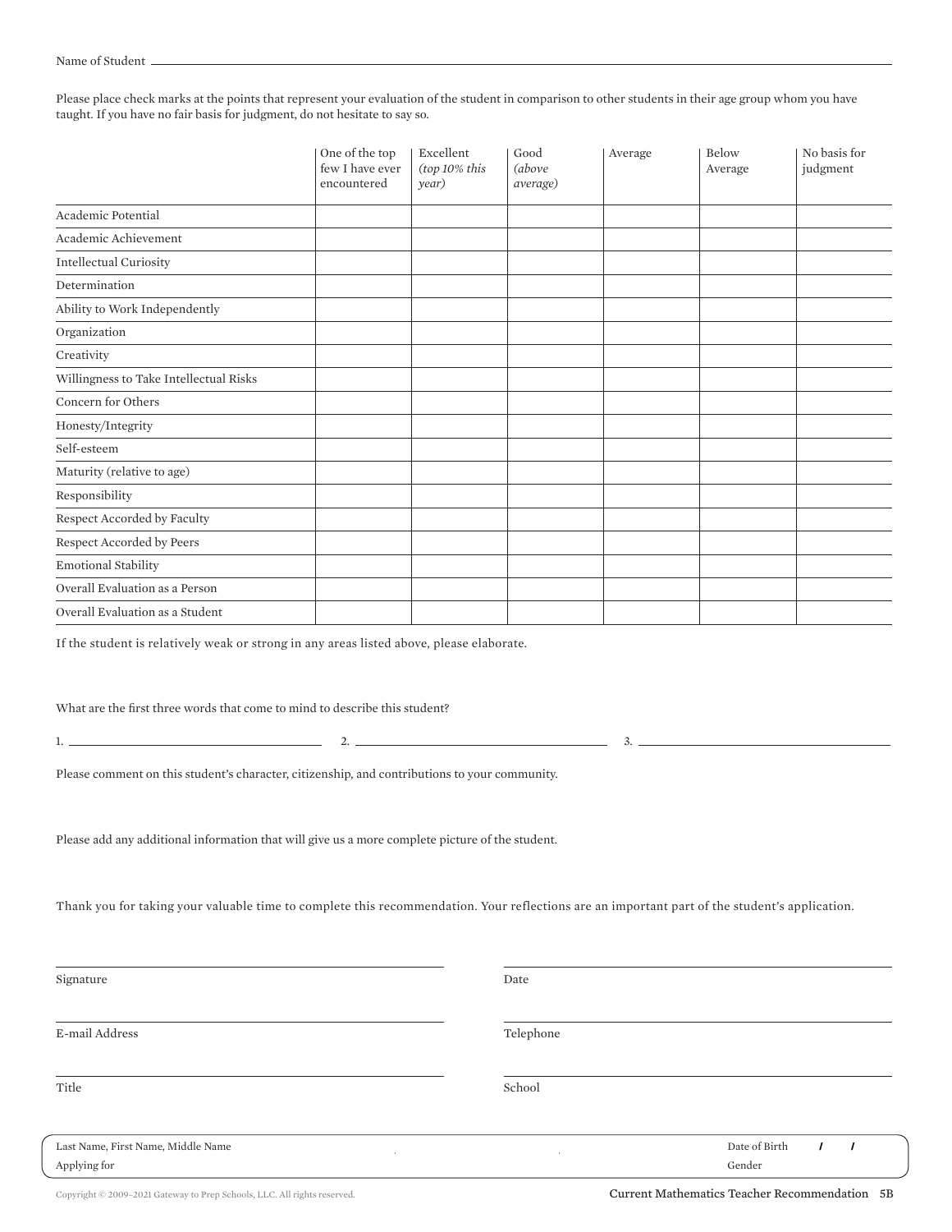Name of Student

Please place check marks at the points that represent your evaluation of the student in comparison to other students in their age group whom you have taught. If you have no fair basis for judgment, do not hesitate to say so.

| | One of the top few I have ever encountered | Excellent *(top 10% this year)* | Good *(above average)* | Average | Below Average | No basis for judgment |
|---|---|---|---|---|---|---|
| Academic Potential | | | | | | |
| Academic Achievement | | | | | | |
| Intellectual Curiosity | | | | | | |
| Determination | | | | | | |
| Ability to Work Independently | | | | | | |
| Organization | | | | | | |
| Creativity | | | | | | |
| Willingness to Take Intellectual Risks | | | | | | |
| Concern for Others | | | | | | |
| Honesty/Integrity | | | | | | |
| Self-esteem | | | | | | |
| Maturity (relative to age) | | | | | | |
| Responsibility | | | | | | |
| Respect Accorded by Faculty | | | | | | |
| Respect Accorded by Peers | | | | | | |
| Emotional Stability | | | | | | |
| Overall Evaluation as a Person | | | | | | |
| Overall Evaluation as a Student | | | | | | |

If the student is relatively weak or strong in any areas listed above, please elaborate.

What are the first three words that come to mind to describe this student?

1. ____________ 2. ____________ 3. ____________

Please comment on this student's character, citizenship, and contributions to your community.

Please add any additional information that will give us a more complete picture of the student.

Thank you for taking your valuable time to complete this recommendation. Your reflections are an important part of the student's application.

Signature

Date

E-mail Address

Telephone

Title

School

Last Name, First Name, Middle Name

Date of Birth / /

Applying for

Gender

Copyright © 2009–2021 Gateway to Prep Schools, LLC. All rights reserved.

Current Mathematics Teacher Recommendation 5B